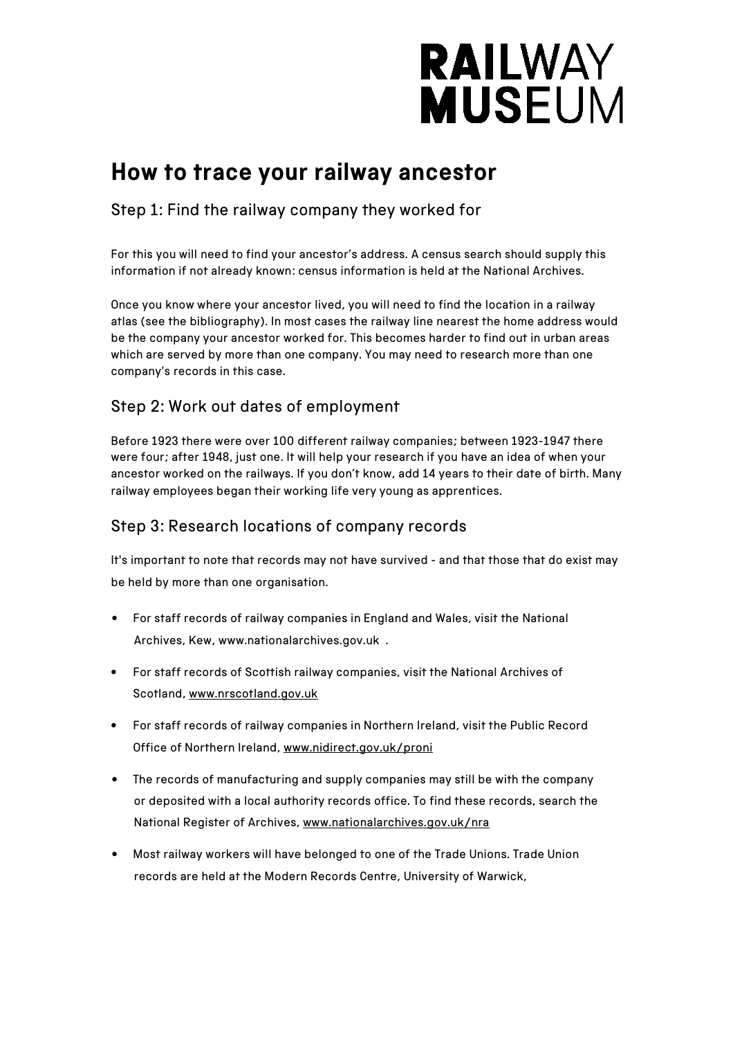RAILWAY MUSEUM

# How to trace your railway ancestor

## Step 1: Find the railway company they worked for

For this you will need to find your ancestor's address. A census search should supply this information if not already known: census information is held at the National Archives.

Once you know where your ancestor lived, you will need to find the location in a railway atlas (see the bibliography). In most cases the railway line nearest the home address would be the company your ancestor worked for. This becomes harder to find out in urban areas which are served by more than one company. You may need to research more than one company's records in this case.

## Step 2: Work out dates of employment

Before 1923 there were over 100 different railway companies; between 1923-1947 there were four; after 1948, just one. It will help your research if you have an idea of when your ancestor worked on the railways. If you don't know, add 14 years to their date of birth. Many railway employees began their working life very young as apprentices.

## Step 3: Research locations of company records

It's important to note that records may not have survived - and that those that do exist may be held by more than one organisation.

- For staff records of railway companies in England and Wales, visit the National Archives, Kew, www.nationalarchives.gov.uk .
- For staff records of Scottish railway companies, visit the National Archives of Scotland, www.nrscotland.gov.uk
- For staff records of railway companies in Northern Ireland, visit the Public Record Office of Northern Ireland, www.nidirect.gov.uk/proni
- The records of manufacturing and supply companies may still be with the company or deposited with a local authority records office. To find these records, search the National Register of Archives, www.nationalarchives.gov.uk/nra
- Most railway workers will have belonged to one of the Trade Unions. Trade Union records are held at the Modern Records Centre, University of Warwick,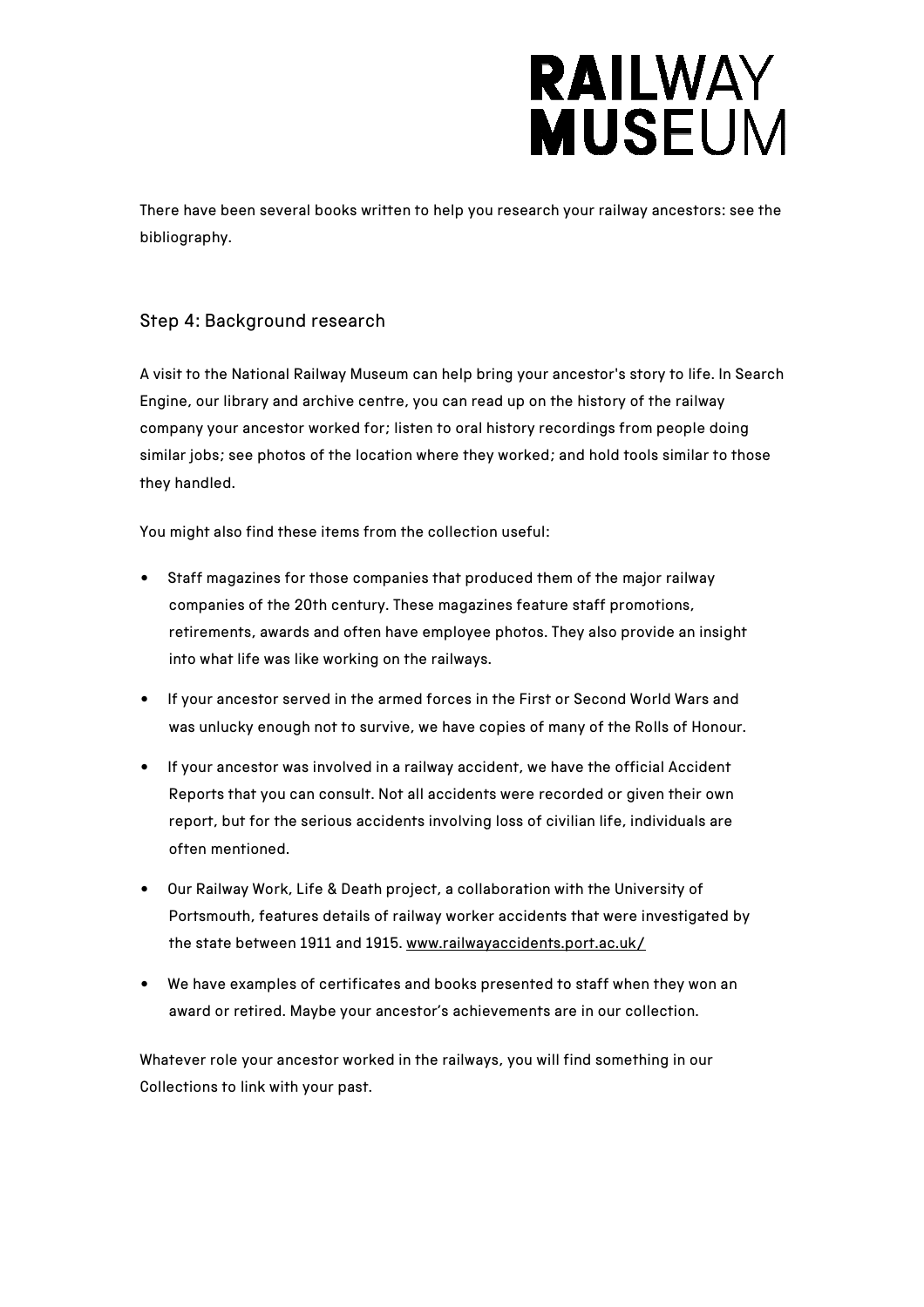There have been several books written to help you research your railway ancestors: see the bibliography.

## Step 4: Background research

A visit to the National Railway Museum can help bring your ancestor's story to life. In Search Engine, our library and archive centre, you can read up on the history of the railway company your ancestor worked for; listen to oral history recordings from people doing similar jobs; see photos of the location where they worked; and hold tools similar to those they handled.

You might also find these items from the collection useful:

- Staff magazines for those companies that produced them of the major railway companies of the 20th century. These magazines feature staff promotions, retirements, awards and often have employee photos. They also provide an insight into what life was like working on the railways.
- If your ancestor served in the armed forces in the First or Second World Wars and was unlucky enough not to survive, we have copies of many of the Rolls of Honour.
- If your ancestor was involved in a railway accident, we have the official Accident Reports that you can consult. Not all accidents were recorded or given their own report, but for the serious accidents involving loss of civilian life, individuals are often mentioned.
- Our Railway Work, Life & Death project, a collaboration with the University of Portsmouth, features details of railway worker accidents that were investigated by the state between 1911 and 1915. www.railwayaccidents.port.ac.uk/
- We have examples of certificates and books presented to staff when they won an award or retired. Maybe your ancestor's achievements are in our collection.

Whatever role your ancestor worked in the railways, you will find something in our Collections to link with your past.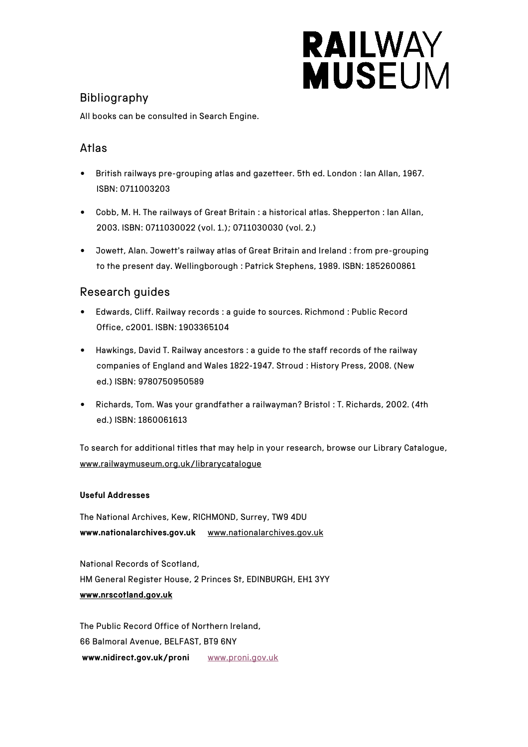RAILWAY MUSEUM

## Bibliography

All books can be consulted in Search Engine.

## Atlas

- British railways pre-grouping atlas and gazetteer. 5th ed. London : Ian Allan, 1967. ISBN: 0711003203
- Cobb, M. H. The railways of Great Britain : a historical atlas. Shepperton : Ian Allan, 2003. ISBN: 0711030022 (vol. 1.); 0711030030 (vol. 2.)
- Jowett, Alan. Jowett's railway atlas of Great Britain and Ireland : from pre-grouping to the present day. Wellingborough : Patrick Stephens, 1989. ISBN: 1852600861

## Research guides

- Edwards, Cliff. Railway records : a guide to sources. Richmond : Public Record Office, c2001. ISBN: 1903365104
- Hawkings, David T. Railway ancestors : a guide to the staff records of the railway companies of England and Wales 1822-1947. Stroud : History Press, 2008. (New ed.) ISBN: 9780750950589
- Richards, Tom. Was your grandfather a railwayman? Bristol : T. Richards, 2002. (4th ed.) ISBN: 1860061613

To search for additional titles that may help in your research, browse our Library Catalogue, www.railwaymuseum.org.uk/librarycatalogue

**Useful Addresses**

The National Archives, Kew, RICHMOND, Surrey, TW9 4DU
**www.nationalarchives.gov.uk** www.nationalarchives.gov.uk

National Records of Scotland,
HM General Register House, 2 Princes St, EDINBURGH, EH1 3YY
**www.nrscotland.gov.uk**

The Public Record Office of Northern Ireland,
66 Balmoral Avenue, BELFAST, BT9 6NY
**www.nidirect.gov.uk/proni** www.proni.gov.uk